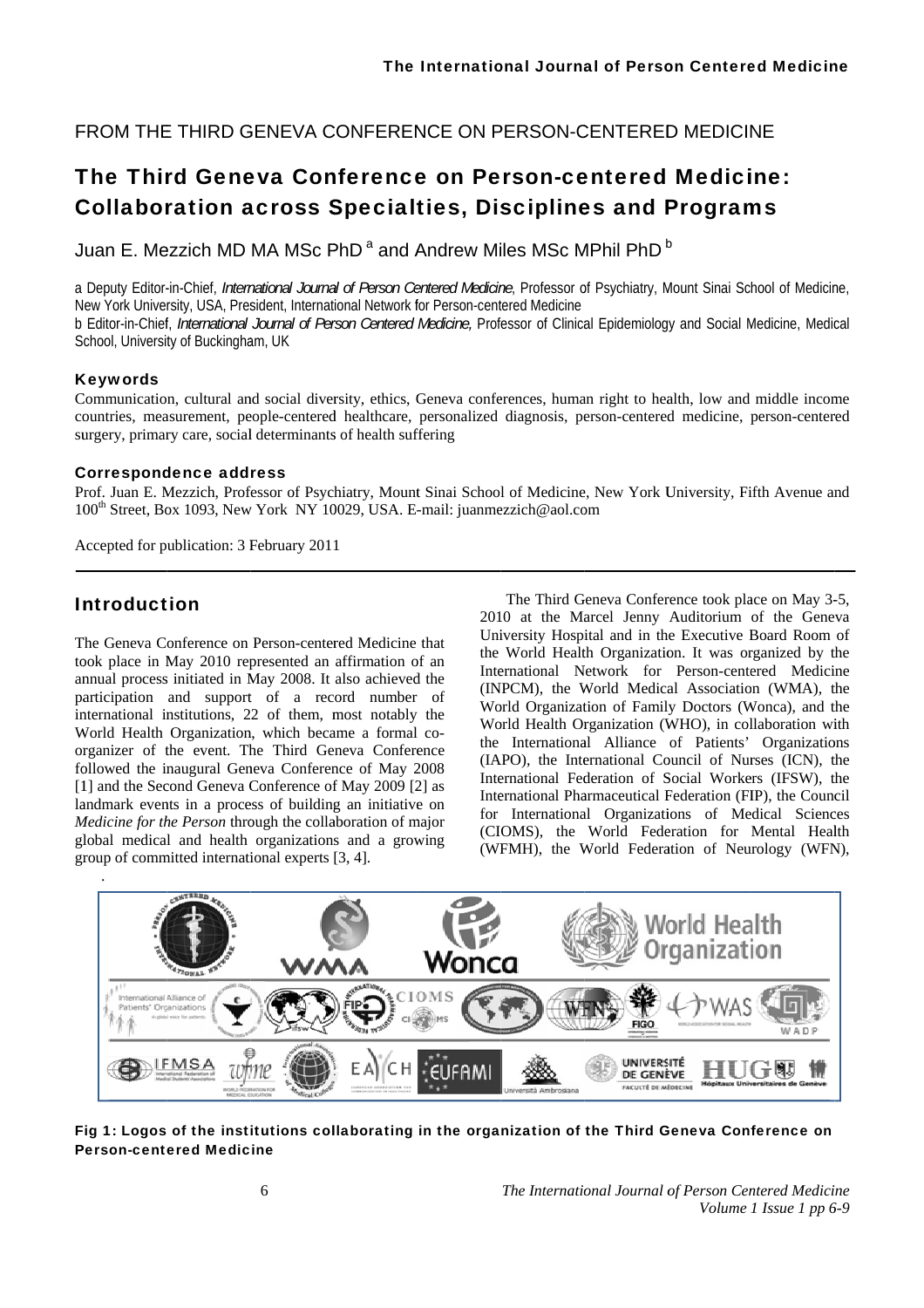FROM THE THIRD GENEVA CONFERENCE ON PERSON-CENTERED MEDICINE

# The Third Geneva Conference on Person-centered Medicine: Collaboration across Specialties, Disciplines and Programs

Juan E. Mezzich MD MA MSc PhD [a] and Andrew Miles MSc MPhil PhD [b]

a Deputy Editor-in-Chief, *International Journal of Person Centered Medicine*, Professor of Psychiatry, Mount Sinai School of Medicine, New York University, USA, President, International Network for Person-centered Medicine

b Editor-in-Chief, *International Journal of Person Centered Medicine,* Professor of Clinical Epidemiology and Social Medicine, Medical School, University of Buckingham, UK

### Keywords

Communication, cultural and social diversity, ethics, Geneva conferences, human right to health, low and middle income countries, measurement, people-centered healthcare, personalized diagnosis, person-centered medicine, person-centered surgery, primary care, social determinants of health suffering

### Correspondence address

Prof. Juan E. Mezzich, Professor of Psychiatry, Mount Sinai School of Medicine, New York University, Fifth Avenue and 100th Street, Box 1093, New York NY 10029, USA. E-mail: juanmezzich@aol.com

Accepted for publication: 3 February 2011

## Introduction

The Geneva Conference on Person-centered Medicine that took place in May 2010 represented an affirmation of an annual process initiated in May 2008. It also achieved the participation and support of a record number of international institutions, 22 of them, most notably the World Health Organization, which became a formal co-organizer of the event. The Third Geneva Conference followed the inaugural Geneva Conference of May 2008 [1] and the Second Geneva Conference of May 2009 [2] as landmark events in a process of building an initiative on *Medicine for the Person* through the collaboration of major global medical and health organizations and a growing group of committed international experts [3, 4].

The Third Geneva Conference took place on May 3-5, 2010 at the Marcel Jenny Auditorium of the Geneva University Hospital and in the Executive Board Room of the World Health Organization. It was organized by the International Network for Person-centered Medicine (INPCM), the World Medical Association (WMA), the World Organization of Family Doctors (Wonca), and the World Health Organization (WHO), in collaboration with the International Alliance of Patients' Organizations (IAPO), the International Council of Nurses (ICN), the International Federation of Social Workers (IFSW), the International Pharmaceutical Federation (FIP), the Council for International Organizations of Medical Sciences (CIOMS), the World Federation for Mental Health (WFMH), the World Federation of Neurology (WFN),

**Fig 1: Logos of the institutions collaborating in the organization of the Third Geneva Conference on Person-centered Medicine**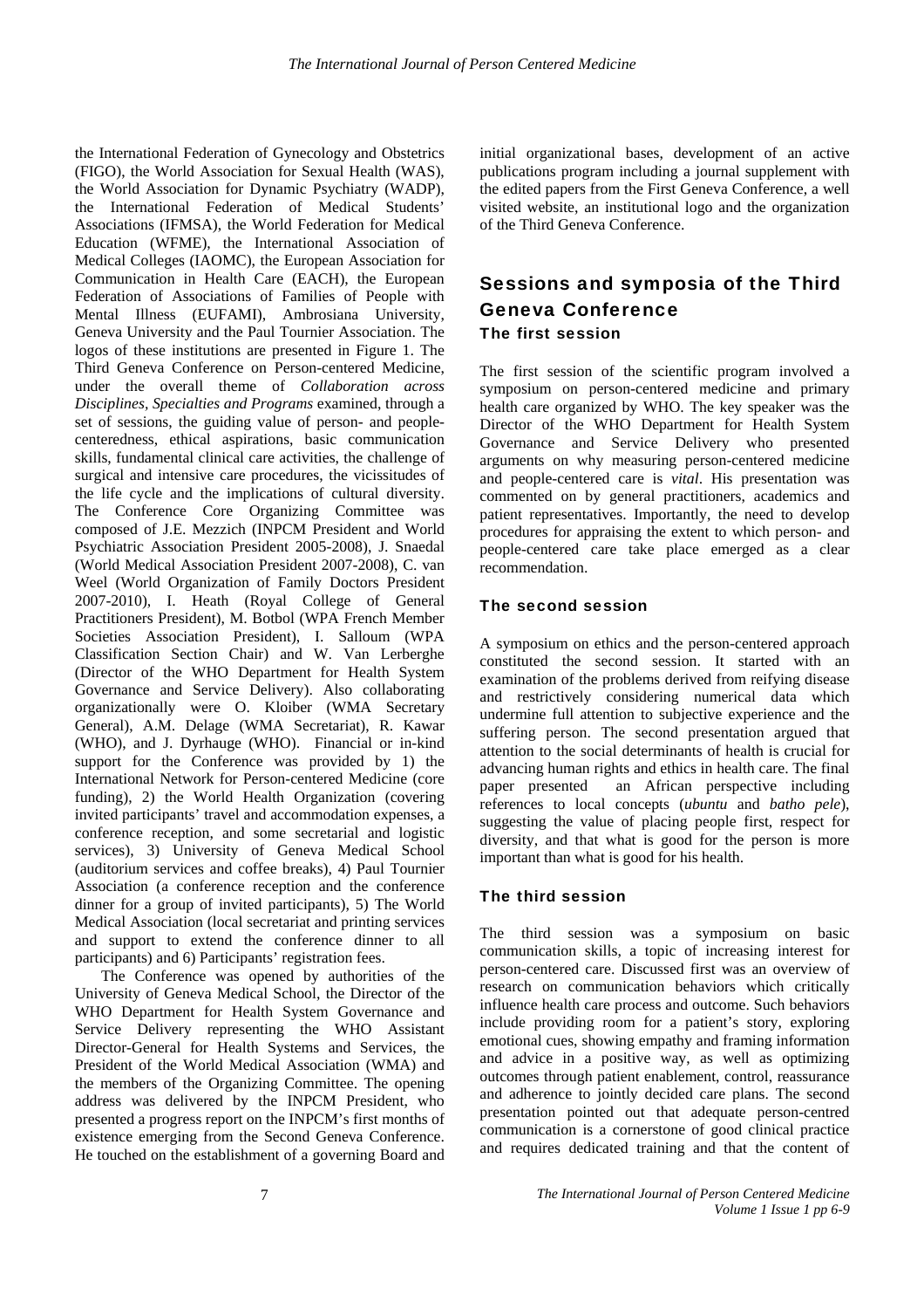the International Federation of Gynecology and Obstetrics (FIGO), the World Association for Sexual Health (WAS), the World Association for Dynamic Psychiatry (WADP), the International Federation of Medical Students' Associations (IFMSA), the World Federation for Medical Education (WFME), the International Association of Medical Colleges (IAOMC), the European Association for Communication in Health Care (EACH), the European Federation of Associations of Families of People with Mental Illness (EUFAMI), Ambrosiana University, Geneva University and the Paul Tournier Association. The logos of these institutions are presented in Figure 1. The Third Geneva Conference on Person-centered Medicine, under the overall theme of *Collaboration across Disciplines, Specialties and Programs* examined, through a set of sessions, the guiding value of person- and people-centeredness, ethical aspirations, basic communication skills, fundamental clinical care activities, the challenge of surgical and intensive care procedures, the vicissitudes of the life cycle and the implications of cultural diversity. The Conference Core Organizing Committee was composed of J.E. Mezzich (INPCM President and World Psychiatric Association President 2005-2008), J. Snaedal (World Medical Association President 2007-2008), C. van Weel (World Organization of Family Doctors President 2007-2010), I. Heath (Royal College of General Practitioners President), M. Botbol (WPA French Member Societies Association President), I. Salloum (WPA Classification Section Chair) and W. Van Lerberghe (Director of the WHO Department for Health System Governance and Service Delivery). Also collaborating organizationally were O. Kloiber (WMA Secretary General), A.M. Delage (WMA Secretariat), R. Kawar (WHO), and J. Dyrhauge (WHO). Financial or in-kind support for the Conference was provided by 1) the International Network for Person-centered Medicine (core funding), 2) the World Health Organization (covering invited participants' travel and accommodation expenses, a conference reception, and some secretarial and logistic services), 3) University of Geneva Medical School (auditorium services and coffee breaks), 4) Paul Tournier Association (a conference reception and the conference dinner for a group of invited participants), 5) The World Medical Association (local secretariat and printing services and support to extend the conference dinner to all participants) and 6) Participants' registration fees.

The Conference was opened by authorities of the University of Geneva Medical School, the Director of the WHO Department for Health System Governance and Service Delivery representing the WHO Assistant Director-General for Health Systems and Services, the President of the World Medical Association (WMA) and the members of the Organizing Committee. The opening address was delivered by the INPCM President, who presented a progress report on the INPCM's first months of existence emerging from the Second Geneva Conference. He touched on the establishment of a governing Board and initial organizational bases, development of an active publications program including a journal supplement with the edited papers from the First Geneva Conference, a well visited website, an institutional logo and the organization of the Third Geneva Conference.

## Sessions and symposia of the Third Geneva Conference

### The first session

The first session of the scientific program involved a symposium on person-centered medicine and primary health care organized by WHO. The key speaker was the Director of the WHO Department for Health System Governance and Service Delivery who presented arguments on why measuring person-centered medicine and people-centered care is *vital*. His presentation was commented on by general practitioners, academics and patient representatives. Importantly, the need to develop procedures for appraising the extent to which person- and people-centered care take place emerged as a clear recommendation.

### The second session

A symposium on ethics and the person-centered approach constituted the second session. It started with an examination of the problems derived from reifying disease and restrictively considering numerical data which undermine full attention to subjective experience and the suffering person. The second presentation argued that attention to the social determinants of health is crucial for advancing human rights and ethics in health care. The final paper presented an African perspective including references to local concepts (*ubuntu* and *batho pele*), suggesting the value of placing people first, respect for diversity, and that what is good for the person is more important than what is good for his health.

### The third session

The third session was a symposium on basic communication skills, a topic of increasing interest for person-centered care. Discussed first was an overview of research on communication behaviors which critically influence health care process and outcome. Such behaviors include providing room for a patient's story, exploring emotional cues, showing empathy and framing information and advice in a positive way, as well as optimizing outcomes through patient enablement, control, reassurance and adherence to jointly decided care plans. The second presentation pointed out that adequate person-centred communication is a cornerstone of good clinical practice and requires dedicated training and that the content of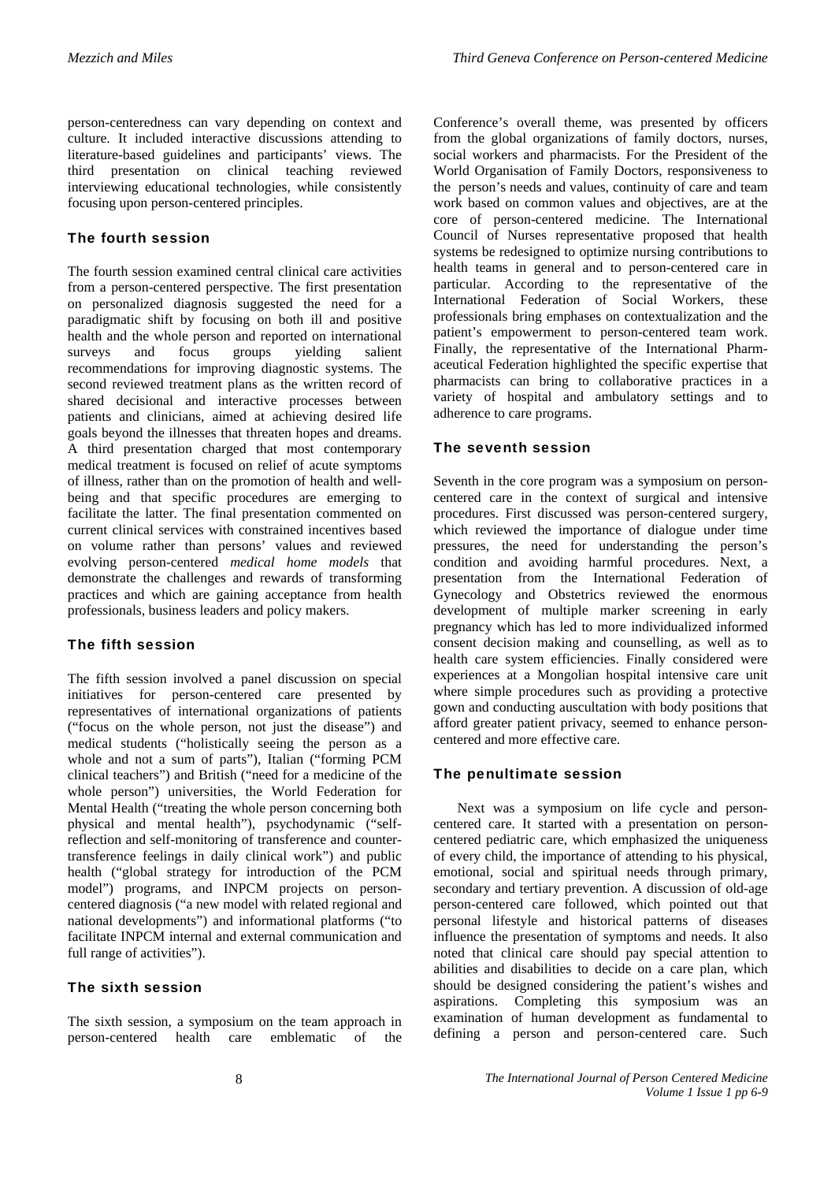person-centeredness can vary depending on context and culture. It included interactive discussions attending to literature-based guidelines and participants' views. The third presentation on clinical teaching reviewed interviewing educational technologies, while consistently focusing upon person-centered principles.

## The fourth session

The fourth session examined central clinical care activities from a person-centered perspective. The first presentation on personalized diagnosis suggested the need for a paradigmatic shift by focusing on both ill and positive health and the whole person and reported on international surveys and focus groups yielding salient recommendations for improving diagnostic systems. The second reviewed treatment plans as the written record of shared decisional and interactive processes between patients and clinicians, aimed at achieving desired life goals beyond the illnesses that threaten hopes and dreams. A third presentation charged that most contemporary medical treatment is focused on relief of acute symptoms of illness, rather than on the promotion of health and well-being and that specific procedures are emerging to facilitate the latter. The final presentation commented on current clinical services with constrained incentives based on volume rather than persons' values and reviewed evolving person-centered *medical home models* that demonstrate the challenges and rewards of transforming practices and which are gaining acceptance from health professionals, business leaders and policy makers.

## The fifth session

The fifth session involved a panel discussion on special initiatives for person-centered care presented by representatives of international organizations of patients ("focus on the whole person, not just the disease") and medical students ("holistically seeing the person as a whole and not a sum of parts"), Italian ("forming PCM clinical teachers") and British ("need for a medicine of the whole person") universities, the World Federation for Mental Health ("treating the whole person concerning both physical and mental health"), psychodynamic ("self-reflection and self-monitoring of transference and counter-transference feelings in daily clinical work") and public health ("global strategy for introduction of the PCM model") programs, and INPCM projects on person-centered diagnosis ("a new model with related regional and national developments") and informational platforms ("to facilitate INPCM internal and external communication and full range of activities").

## The sixth session

The sixth session, a symposium on the team approach in person-centered health care emblematic of the Conference's overall theme, was presented by officers from the global organizations of family doctors, nurses, social workers and pharmacists. For the President of the World Organisation of Family Doctors, responsiveness to the person's needs and values, continuity of care and team work based on common values and objectives, are at the core of person-centered medicine. The International Council of Nurses representative proposed that health systems be redesigned to optimize nursing contributions to health teams in general and to person-centered care in particular. According to the representative of the International Federation of Social Workers, these professionals bring emphases on contextualization and the patient's empowerment to person-centered team work. Finally, the representative of the International Pharmaceutical Federation highlighted the specific expertise that pharmacists can bring to collaborative practices in a variety of hospital and ambulatory settings and to adherence to care programs.

## The seventh session

Seventh in the core program was a symposium on person-centered care in the context of surgical and intensive procedures. First discussed was person-centered surgery, which reviewed the importance of dialogue under time pressures, the need for understanding the person's condition and avoiding harmful procedures. Next, a presentation from the International Federation of Gynecology and Obstetrics reviewed the enormous development of multiple marker screening in early pregnancy which has led to more individualized informed consent decision making and counselling, as well as to health care system efficiencies. Finally considered were experiences at a Mongolian hospital intensive care unit where simple procedures such as providing a protective gown and conducting auscultation with body positions that afford greater patient privacy, seemed to enhance person-centered and more effective care.

## The penultimate session

Next was a symposium on life cycle and person-centered care. It started with a presentation on person-centered pediatric care, which emphasized the uniqueness of every child, the importance of attending to his physical, emotional, social and spiritual needs through primary, secondary and tertiary prevention. A discussion of old-age person-centered care followed, which pointed out that personal lifestyle and historical patterns of diseases influence the presentation of symptoms and needs. It also noted that clinical care should pay special attention to abilities and disabilities to decide on a care plan, which should be designed considering the patient's wishes and aspirations. Completing this symposium was an examination of human development as fundamental to defining a person and person-centered care. Such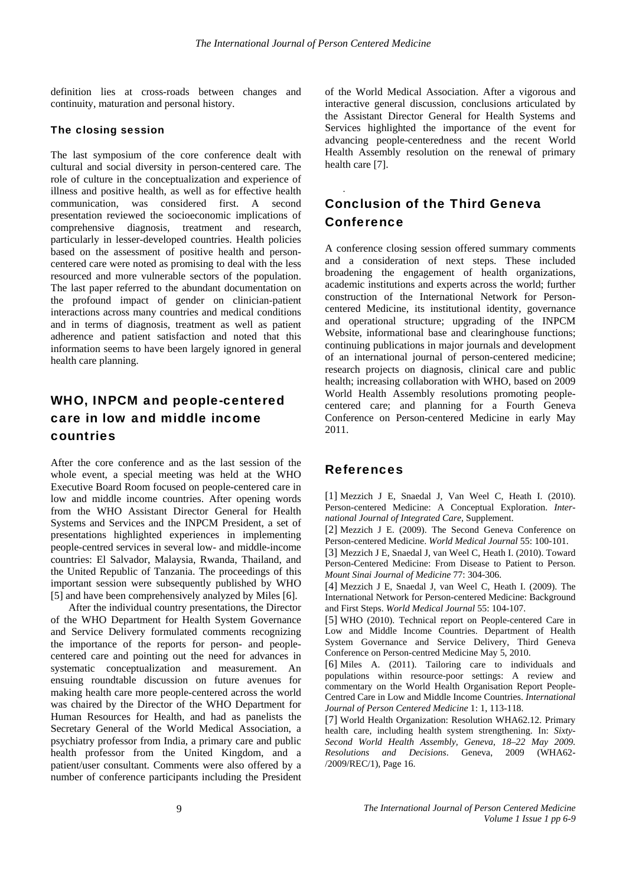definition lies at cross-roads between changes and continuity, maturation and personal history.

### The closing session

The last symposium of the core conference dealt with cultural and social diversity in person-centered care. The role of culture in the conceptualization and experience of illness and positive health, as well as for effective health communication, was considered first. A second presentation reviewed the socioeconomic implications of comprehensive diagnosis, treatment and research, particularly in lesser-developed countries. Health policies based on the assessment of positive health and person-centered care were noted as promising to deal with the less resourced and more vulnerable sectors of the population. The last paper referred to the abundant documentation on the profound impact of gender on clinician-patient interactions across many countries and medical conditions and in terms of diagnosis, treatment as well as patient adherence and patient satisfaction and noted that this information seems to have been largely ignored in general health care planning.

## WHO, INPCM and people-centered care in low and middle income countries

After the core conference and as the last session of the whole event, a special meeting was held at the WHO Executive Board Room focused on people-centered care in low and middle income countries. After opening words from the WHO Assistant Director General for Health Systems and Services and the INPCM President, a set of presentations highlighted experiences in implementing people-centred services in several low- and middle-income countries: El Salvador, Malaysia, Rwanda, Thailand, and the United Republic of Tanzania. The proceedings of this important session were subsequently published by WHO [5] and have been comprehensively analyzed by Miles [6].

After the individual country presentations, the Director of the WHO Department for Health System Governance and Service Delivery formulated comments recognizing the importance of the reports for person- and people-centered care and pointing out the need for advances in systematic conceptualization and measurement. An ensuing roundtable discussion on future avenues for making health care more people-centered across the world was chaired by the Director of the WHO Department for Human Resources for Health, and had as panelists the Secretary General of the World Medical Association, a psychiatry professor from India, a primary care and public health professor from the United Kingdom, and a patient/user consultant. Comments were also offered by a number of conference participants including the President of the World Medical Association. After a vigorous and interactive general discussion, conclusions articulated by the Assistant Director General for Health Systems and Services highlighted the importance of the event for advancing people-centeredness and the recent World Health Assembly resolution on the renewal of primary health care [7].

## Conclusion of the Third Geneva Conference

A conference closing session offered summary comments and a consideration of next steps. These included broadening the engagement of health organizations, academic institutions and experts across the world; further construction of the International Network for Person-centered Medicine, its institutional identity, governance and operational structure; upgrading of the INPCM Website, informational base and clearinghouse functions; continuing publications in major journals and development of an international journal of person-centered medicine; research projects on diagnosis, clinical care and public health; increasing collaboration with WHO, based on 2009 World Health Assembly resolutions promoting people-centered care; and planning for a Fourth Geneva Conference on Person-centered Medicine in early May 2011.

## References

[1] Mezzich J E, Snaedal J, Van Weel C, Heath I. (2010). Person-centered Medicine: A Conceptual Exploration. *International Journal of Integrated Care*, Supplement.

[2] Mezzich J E. (2009). The Second Geneva Conference on Person-centered Medicine. *World Medical Journal* 55: 100-101.

[3] Mezzich J E, Snaedal J, van Weel C, Heath I. (2010). Toward Person-Centered Medicine: From Disease to Patient to Person. *Mount Sinai Journal of Medicine* 77: 304-306.

[4] Mezzich J E, Snaedal J, van Weel C, Heath I. (2009). The International Network for Person-centered Medicine: Background and First Steps. *World Medical Journal* 55: 104-107.

[5] WHO (2010). Technical report on People-centered Care in Low and Middle Income Countries. Department of Health System Governance and Service Delivery, Third Geneva Conference on Person-centred Medicine May 5, 2010.

[6] Miles A. (2011). Tailoring care to individuals and populations within resource-poor settings: A review and commentary on the World Health Organisation Report People-Centred Care in Low and Middle Income Countries. *International Journal of Person Centered Medicine* 1: 1, 113-118.

[7] World Health Organization: Resolution WHA62.12. Primary health care, including health system strengthening. In: *Sixty-Second World Health Assembly, Geneva, 18–22 May 2009. Resolutions and Decisions*. Geneva, 2009 (WHA62-/2009/REC/1), Page 16.